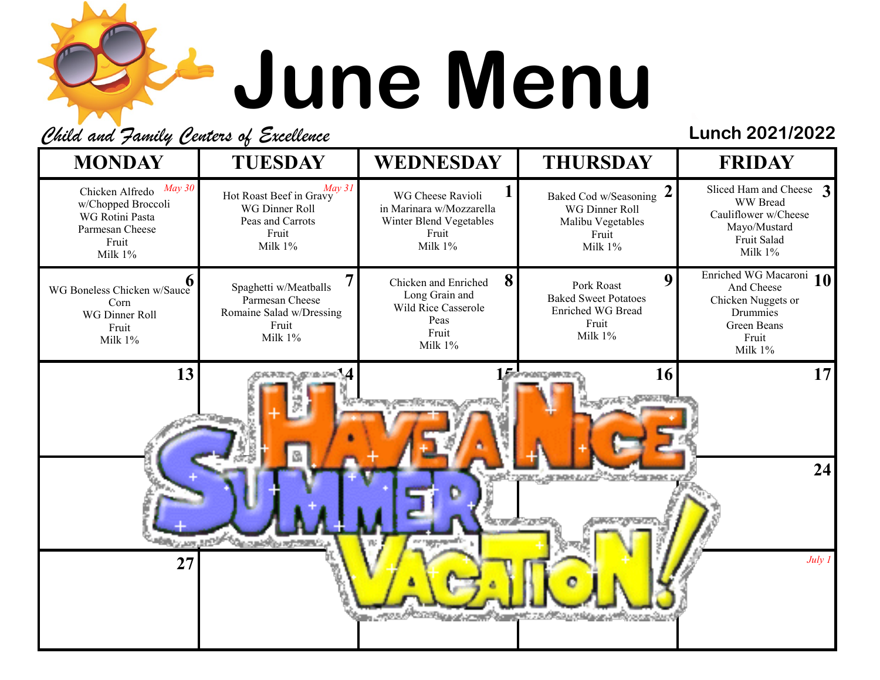# June Menu

*Child and Family Centers of Excellence*

**Lunch 2021/2022**

| MONDAY | TUESDAY | WEDNESDAY | THURSDAY | FRIDAY |
|---|---|---|---|---|
| *May 30* Chicken Alfredo w/Chopped Broccoli WG Rotini Pasta Parmesan Cheese Fruit Milk 1% | *May 31* Hot Roast Beef in Gravy WG Dinner Roll Peas and Carrots Fruit Milk 1% | 1 WG Cheese Ravioli in Marinara w/Mozzarella Winter Blend Vegetables Fruit Milk 1% | 2 Baked Cod w/Seasoning WG Dinner Roll Malibu Vegetables Fruit Milk 1% | 3 Sliced Ham and Cheese WW Bread Cauliflower w/Cheese Mayo/Mustard Fruit Salad Milk 1% |
| 6 WG Boneless Chicken w/Sauce Corn WG Dinner Roll Fruit Milk 1% | 7 Spaghetti w/Meatballs Parmesan Cheese Romaine Salad w/Dressing Fruit Milk 1% | 8 Chicken and Enriched Long Grain and Wild Rice Casserole Peas Fruit Milk 1% | 9 Pork Roast Baked Sweet Potatoes Enriched WG Bread Fruit Milk 1% | 10 Enriched WG Macaroni And Cheese Chicken Nuggets or Drummies Green Beans Fruit Milk 1% |
| 13 | 14 | 15 | 16 | 17 |
| | | | | 24 |
| 27 | | | | *July 1* |

HAVE A NICE SUMMER VACATION!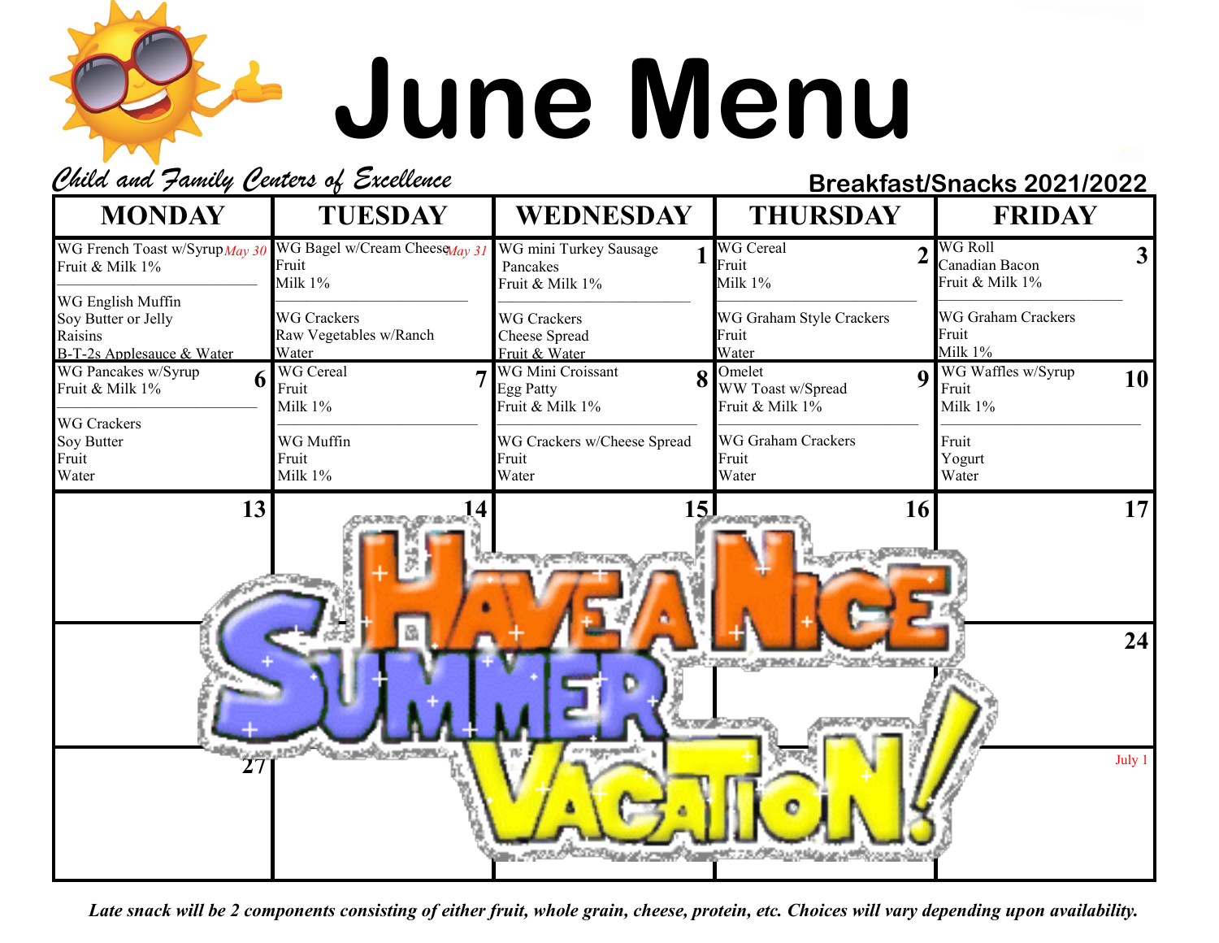# June Menu

*Child and Family Centers of Excellence*

**Breakfast/Snacks 2021/2022**

| MONDAY | TUESDAY | WEDNESDAY | THURSDAY | FRIDAY |
|---|---|---|---|---|
| May 30<br>WG French Toast w/Syrup<br>Fruit & Milk 1%<br><br>WG English Muffin<br>Soy Butter or Jelly<br>Raisins<br>B-T-2s Applesauce & Water | May 31<br>WG Bagel w/Cream Cheese<br>Fruit<br>Milk 1%<br><br>WG Crackers<br>Raw Vegetables w/Ranch<br>Water | 1<br>WG mini Turkey Sausage Pancakes<br>Fruit & Milk 1%<br><br>WG Crackers<br>Cheese Spread<br>Fruit & Water | 2<br>WG Cereal<br>Fruit<br>Milk 1%<br><br>WG Graham Style Crackers<br>Fruit<br>Water | 3<br>WG Roll<br>Canadian Bacon<br>Fruit & Milk 1%<br><br>WG Graham Crackers<br>Fruit<br>Milk 1% |
| 6<br>WG Pancakes w/Syrup<br>Fruit & Milk 1%<br><br>WG Crackers<br>Soy Butter<br>Fruit<br>Water | 7<br>WG Cereal<br>Fruit<br>Milk 1%<br><br>WG Muffin<br>Fruit<br>Milk 1% | 8<br>WG Mini Croissant<br>Egg Patty<br>Fruit & Milk 1%<br><br>WG Crackers w/Cheese Spread<br>Fruit<br>Water | 9<br>Omelet<br>WW Toast w/Spread<br>Fruit & Milk 1%<br><br>WG Graham Crackers<br>Fruit<br>Water | 10<br>WG Waffles w/Syrup<br>Fruit<br>Milk 1%<br><br>Fruit<br>Yogurt<br>Water |
| 13 | 14 | 15 | 16 | 17 |
| | | | | 24 |
| 27 | | | | July 1 |

HAVE A NICE SUMMER VACATION!

***Late snack will be 2 components consisting of either fruit, whole grain, cheese, protein, etc. Choices will vary depending upon availability.***